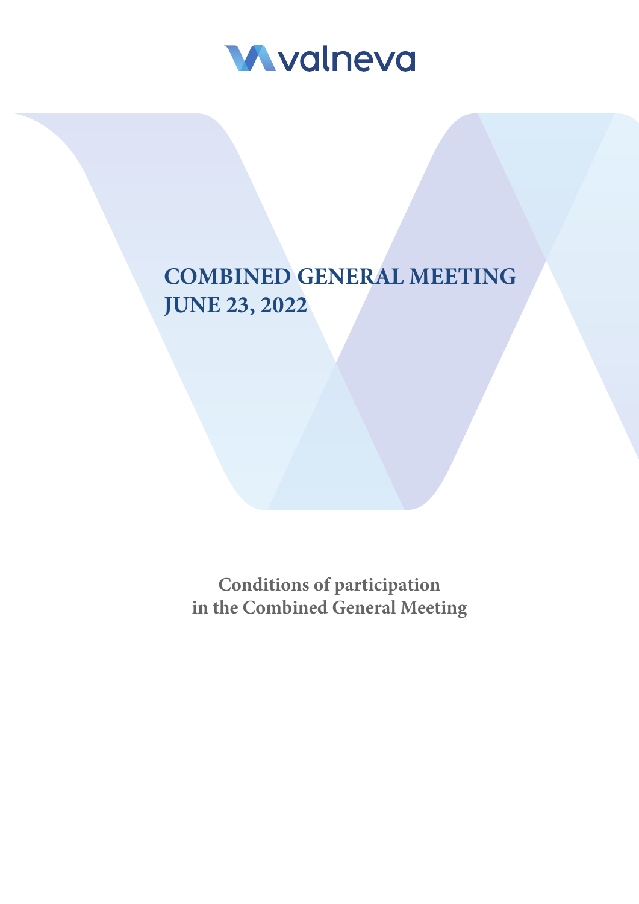valneva

# COMBINED GENERAL MEETING JUNE 23, 2022

**Conditions of participation in the Combined General Meeting**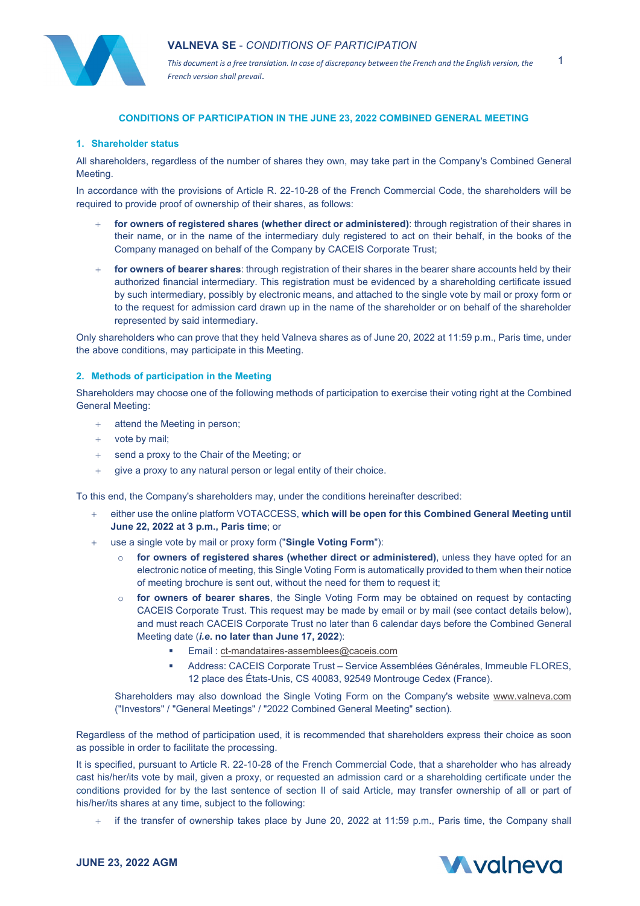## CONDITIONS OF PARTICIPATION IN THE JUNE 23, 2022 COMBINED GENERAL MEETING

### 1. Shareholder status

All shareholders, regardless of the number of shares they own, may take part in the Company's Combined General Meeting.

In accordance with the provisions of Article R. 22-10-28 of the French Commercial Code, the shareholders will be required to provide proof of ownership of their shares, as follows:

- **for owners of registered shares (whether direct or administered)**: through registration of their shares in their name, or in the name of the intermediary duly registered to act on their behalf, in the books of the Company managed on behalf of the Company by CACEIS Corporate Trust;
- **for owners of bearer shares**: through registration of their shares in the bearer share accounts held by their authorized financial intermediary. This registration must be evidenced by a shareholding certificate issued by such intermediary, possibly by electronic means, and attached to the single vote by mail or proxy form or to the request for admission card drawn up in the name of the shareholder or on behalf of the shareholder represented by said intermediary.

Only shareholders who can prove that they held Valneva shares as of June 20, 2022 at 11:59 p.m., Paris time, under the above conditions, may participate in this Meeting.

### 2. Methods of participation in the Meeting

Shareholders may choose one of the following methods of participation to exercise their voting right at the Combined General Meeting:

- attend the Meeting in person;
- vote by mail;
- send a proxy to the Chair of the Meeting; or
- give a proxy to any natural person or legal entity of their choice.

To this end, the Company's shareholders may, under the conditions hereinafter described:

- either use the online platform VOTACCESS, **which will be open for this Combined General Meeting until June 22, 2022 at 3 p.m., Paris time**; or
- use a single vote by mail or proxy form ("**Single Voting Form**"):
  - **for owners of registered shares (whether direct or administered)**, unless they have opted for an electronic notice of meeting, this Single Voting Form is automatically provided to them when their notice of meeting brochure is sent out, without the need for them to request it;
  - **for owners of bearer shares**, the Single Voting Form may be obtained on request by contacting CACEIS Corporate Trust. This request may be made by email or by mail (see contact details below), and must reach CACEIS Corporate Trust no later than 6 calendar days before the Combined General Meeting date (***i.e.* no later than June 17, 2022**):
    - Email : ct-mandataires-assemblees@caceis.com
    - Address: CACEIS Corporate Trust – Service Assemblées Générales, Immeuble FLORES, 12 place des États-Unis, CS 40083, 92549 Montrouge Cedex (France).

  Shareholders may also download the Single Voting Form on the Company's website www.valneva.com ("Investors" / "General Meetings" / "2022 Combined General Meeting" section).

Regardless of the method of participation used, it is recommended that shareholders express their choice as soon as possible in order to facilitate the processing.

It is specified, pursuant to Article R. 22-10-28 of the French Commercial Code, that a shareholder who has already cast his/her/its vote by mail, given a proxy, or requested an admission card or a shareholding certificate under the conditions provided for by the last sentence of section II of said Article, may transfer ownership of all or part of his/her/its shares at any time, subject to the following:

- if the transfer of ownership takes place by June 20, 2022 at 11:59 p.m., Paris time, the Company shall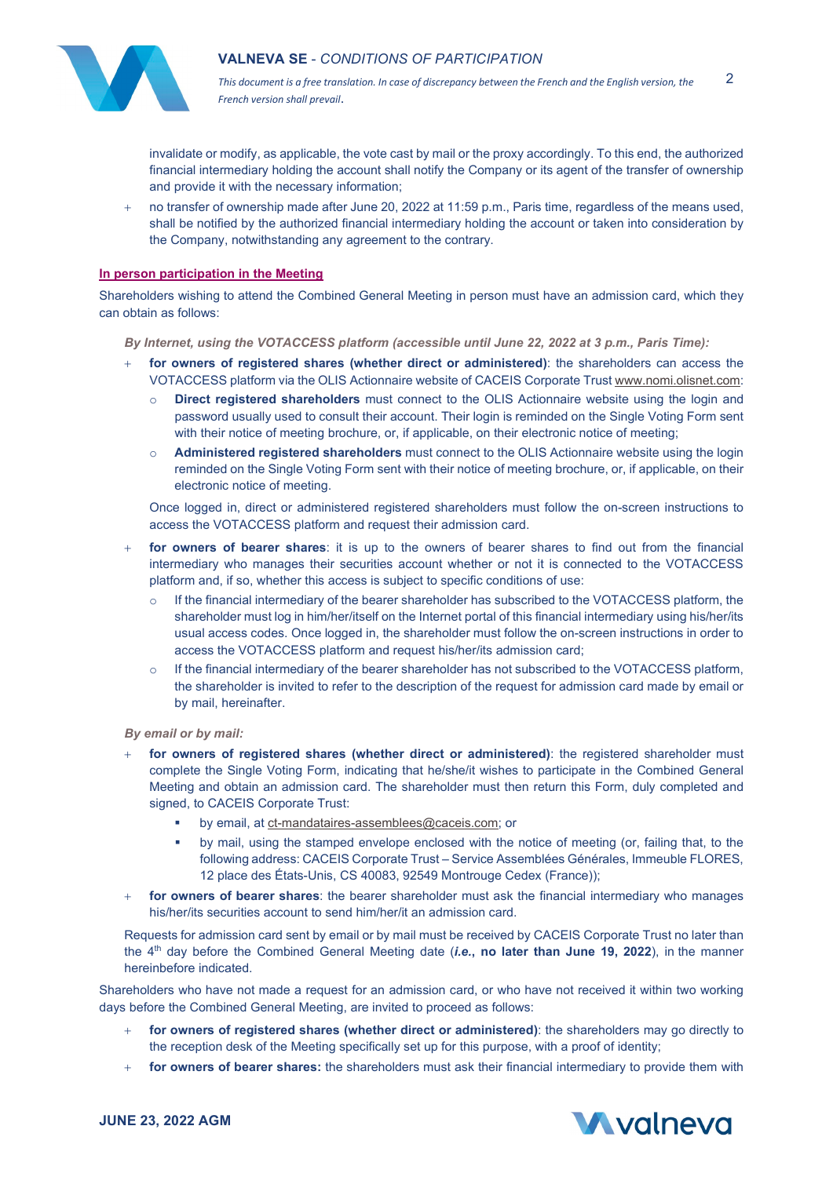invalidate or modify, as applicable, the vote cast by mail or the proxy accordingly. To this end, the authorized financial intermediary holding the account shall notify the Company or its agent of the transfer of ownership and provide it with the necessary information;

- no transfer of ownership made after June 20, 2022 at 11:59 p.m., Paris time, regardless of the means used, shall be notified by the authorized financial intermediary holding the account or taken into consideration by the Company, notwithstanding any agreement to the contrary.

**In person participation in the Meeting**

Shareholders wishing to attend the Combined General Meeting in person must have an admission card, which they can obtain as follows:

***By Internet, using the VOTACCESS platform (accessible until June 22, 2022 at 3 p.m., Paris Time):***

- **for owners of registered shares (whether direct or administered)**: the shareholders can access the VOTACCESS platform via the OLIS Actionnaire website of CACEIS Corporate Trust www.nomi.olisnet.com:
  - **Direct registered shareholders** must connect to the OLIS Actionnaire website using the login and password usually used to consult their account. Their login is reminded on the Single Voting Form sent with their notice of meeting brochure, or, if applicable, on their electronic notice of meeting;
  - **Administered registered shareholders** must connect to the OLIS Actionnaire website using the login reminded on the Single Voting Form sent with their notice of meeting brochure, or, if applicable, on their electronic notice of meeting.

  Once logged in, direct or administered registered shareholders must follow the on-screen instructions to access the VOTACCESS platform and request their admission card.

- **for owners of bearer shares**: it is up to the owners of bearer shares to find out from the financial intermediary who manages their securities account whether or not it is connected to the VOTACCESS platform and, if so, whether this access is subject to specific conditions of use:
  - If the financial intermediary of the bearer shareholder has subscribed to the VOTACCESS platform, the shareholder must log in him/her/itself on the Internet portal of this financial intermediary using his/her/its usual access codes. Once logged in, the shareholder must follow the on-screen instructions in order to access the VOTACCESS platform and request his/her/its admission card;
  - If the financial intermediary of the bearer shareholder has not subscribed to the VOTACCESS platform, the shareholder is invited to refer to the description of the request for admission card made by email or by mail, hereinafter.

***By email or by mail:***

- **for owners of registered shares (whether direct or administered)**: the registered shareholder must complete the Single Voting Form, indicating that he/she/it wishes to participate in the Combined General Meeting and obtain an admission card. The shareholder must then return this Form, duly completed and signed, to CACEIS Corporate Trust:
  - by email, at ct-mandataires-assemblees@caceis.com; or
  - by mail, using the stamped envelope enclosed with the notice of meeting (or, failing that, to the following address: CACEIS Corporate Trust – Service Assemblées Générales, Immeuble FLORES, 12 place des États-Unis, CS 40083, 92549 Montrouge Cedex (France));
- **for owners of bearer shares**: the bearer shareholder must ask the financial intermediary who manages his/her/its securities account to send him/her/it an admission card.

Requests for admission card sent by email or by mail must be received by CACEIS Corporate Trust no later than the 4th day before the Combined General Meeting date (***i.e.*, no later than June 19, 2022**), in the manner hereinbefore indicated.

Shareholders who have not made a request for an admission card, or who have not received it within two working days before the Combined General Meeting, are invited to proceed as follows:

- **for owners of registered shares (whether direct or administered)**: the shareholders may go directly to the reception desk of the Meeting specifically set up for this purpose, with a proof of identity;
- **for owners of bearer shares:** the shareholders must ask their financial intermediary to provide them with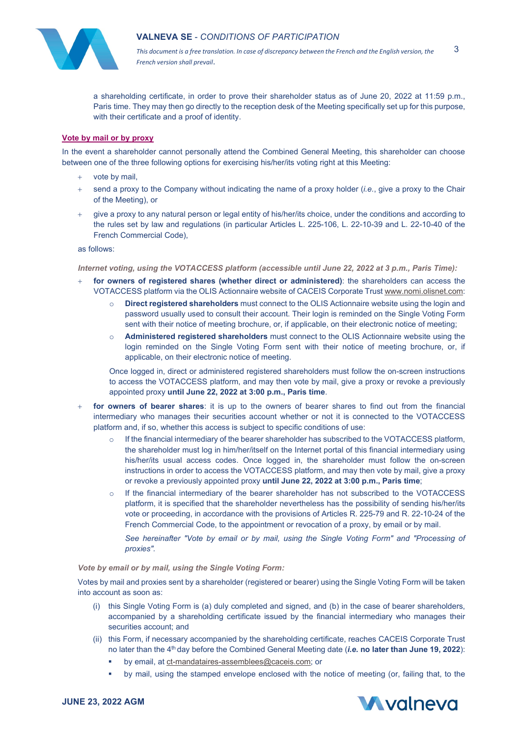a shareholding certificate, in order to prove their shareholder status as of June 20, 2022 at 11:59 p.m., Paris time. They may then go directly to the reception desk of the Meeting specifically set up for this purpose, with their certificate and a proof of identity.

**Vote by mail or by proxy**

In the event a shareholder cannot personally attend the Combined General Meeting, this shareholder can choose between one of the three following options for exercising his/her/its voting right at this Meeting:

- vote by mail,
- send a proxy to the Company without indicating the name of a proxy holder (*i.e.*, give a proxy to the Chair of the Meeting), or
- give a proxy to any natural person or legal entity of his/her/its choice, under the conditions and according to the rules set by law and regulations (in particular Articles L. 225-106, L. 22-10-39 and L. 22-10-40 of the French Commercial Code),

as follows:

***Internet voting, using the VOTACCESS platform (accessible until June 22, 2022 at 3 p.m., Paris Time):***

- **for owners of registered shares (whether direct or administered)**: the shareholders can access the VOTACCESS platform via the OLIS Actionnaire website of CACEIS Corporate Trust www.nomi.olisnet.com:
  - **Direct registered shareholders** must connect to the OLIS Actionnaire website using the login and password usually used to consult their account. Their login is reminded on the Single Voting Form sent with their notice of meeting brochure, or, if applicable, on their electronic notice of meeting;
  - **Administered registered shareholders** must connect to the OLIS Actionnaire website using the login reminded on the Single Voting Form sent with their notice of meeting brochure, or, if applicable, on their electronic notice of meeting.

  Once logged in, direct or administered registered shareholders must follow the on-screen instructions to access the VOTACCESS platform, and may then vote by mail, give a proxy or revoke a previously appointed proxy **until June 22, 2022 at 3:00 p.m., Paris time**.

- **for owners of bearer shares**: it is up to the owners of bearer shares to find out from the financial intermediary who manages their securities account whether or not it is connected to the VOTACCESS platform and, if so, whether this access is subject to specific conditions of use:
  - If the financial intermediary of the bearer shareholder has subscribed to the VOTACCESS platform, the shareholder must log in him/her/itself on the Internet portal of this financial intermediary using his/her/its usual access codes. Once logged in, the shareholder must follow the on-screen instructions in order to access the VOTACCESS platform, and may then vote by mail, give a proxy or revoke a previously appointed proxy **until June 22, 2022 at 3:00 p.m., Paris time**;
  - If the financial intermediary of the bearer shareholder has not subscribed to the VOTACCESS platform, it is specified that the shareholder nevertheless has the possibility of sending his/her/its vote or proceeding, in accordance with the provisions of Articles R. 225-79 and R. 22-10-24 of the French Commercial Code, to the appointment or revocation of a proxy, by email or by mail.

    *See hereinafter "Vote by email or by mail, using the Single Voting Form" and "Processing of proxies".*

***Vote by email or by mail, using the Single Voting Form:***

Votes by mail and proxies sent by a shareholder (registered or bearer) using the Single Voting Form will be taken into account as soon as:

(i) this Single Voting Form is (a) duly completed and signed, and (b) in the case of bearer shareholders, accompanied by a shareholding certificate issued by the financial intermediary who manages their securities account; and

(ii) this Form, if necessary accompanied by the shareholding certificate, reaches CACEIS Corporate Trust no later than the 4th day before the Combined General Meeting date (***i.e.* no later than June 19, 2022**):
  - by email, at ct-mandataires-assemblees@caceis.com; or
  - by mail, using the stamped envelope enclosed with the notice of meeting (or, failing that, to the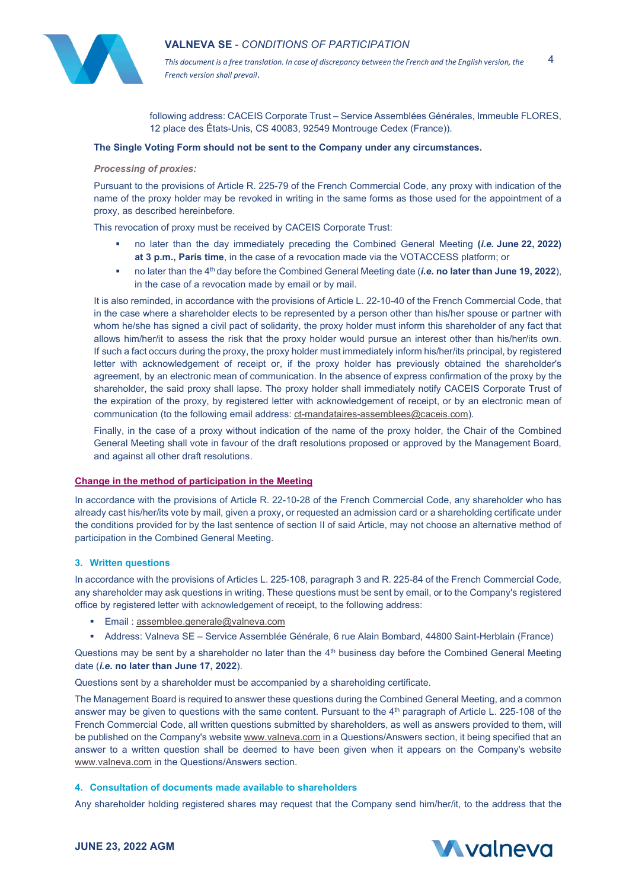following address: CACEIS Corporate Trust – Service Assemblées Générales, Immeuble FLORES, 12 place des États-Unis, CS 40083, 92549 Montrouge Cedex (France)).

**The Single Voting Form should not be sent to the Company under any circumstances.**

***Processing of proxies:***

Pursuant to the provisions of Article R. 225-79 of the French Commercial Code, any proxy with indication of the name of the proxy holder may be revoked in writing in the same forms as those used for the appointment of a proxy, as described hereinbefore.

This revocation of proxy must be received by CACEIS Corporate Trust:

- no later than the day immediately preceding the Combined General Meeting **(*i.e.* June 22, 2022) at 3 p.m., Paris time**, in the case of a revocation made via the VOTACCESS platform; or
- no later than the 4th day before the Combined General Meeting date (***i.e.* no later than June 19, 2022**), in the case of a revocation made by email or by mail.

It is also reminded, in accordance with the provisions of Article L. 22-10-40 of the French Commercial Code, that in the case where a shareholder elects to be represented by a person other than his/her spouse or partner with whom he/she has signed a civil pact of solidarity, the proxy holder must inform this shareholder of any fact that allows him/her/it to assess the risk that the proxy holder would pursue an interest other than his/her/its own. If such a fact occurs during the proxy, the proxy holder must immediately inform his/her/its principal, by registered letter with acknowledgement of receipt or, if the proxy holder has previously obtained the shareholder's agreement, by an electronic mean of communication. In the absence of express confirmation of the proxy by the shareholder, the said proxy shall lapse. The proxy holder shall immediately notify CACEIS Corporate Trust of the expiration of the proxy, by registered letter with acknowledgement of receipt, or by an electronic mean of communication (to the following email address: ct-mandataires-assemblees@caceis.com).

Finally, in the case of a proxy without indication of the name of the proxy holder, the Chair of the Combined General Meeting shall vote in favour of the draft resolutions proposed or approved by the Management Board, and against all other draft resolutions.

**Change in the method of participation in the Meeting**

In accordance with the provisions of Article R. 22-10-28 of the French Commercial Code, any shareholder who has already cast his/her/its vote by mail, given a proxy, or requested an admission card or a shareholding certificate under the conditions provided for by the last sentence of section II of said Article, may not choose an alternative method of participation in the Combined General Meeting.

### 3. Written questions

In accordance with the provisions of Articles L. 225-108, paragraph 3 and R. 225-84 of the French Commercial Code, any shareholder may ask questions in writing. These questions must be sent by email, or to the Company's registered office by registered letter with acknowledgement of receipt, to the following address:

- Email : assemblee.generale@valneva.com
- Address: Valneva SE – Service Assemblée Générale, 6 rue Alain Bombard, 44800 Saint-Herblain (France)

Questions may be sent by a shareholder no later than the 4th business day before the Combined General Meeting date (***i.e.* no later than June 17, 2022**).

Questions sent by a shareholder must be accompanied by a shareholding certificate.

The Management Board is required to answer these questions during the Combined General Meeting, and a common answer may be given to questions with the same content. Pursuant to the 4th paragraph of Article L. 225-108 of the French Commercial Code, all written questions submitted by shareholders, as well as answers provided to them, will be published on the Company's website www.valneva.com in a Questions/Answers section, it being specified that an answer to a written question shall be deemed to have been given when it appears on the Company's website www.valneva.com in the Questions/Answers section.

### 4. Consultation of documents made available to shareholders

Any shareholder holding registered shares may request that the Company send him/her/it, to the address that the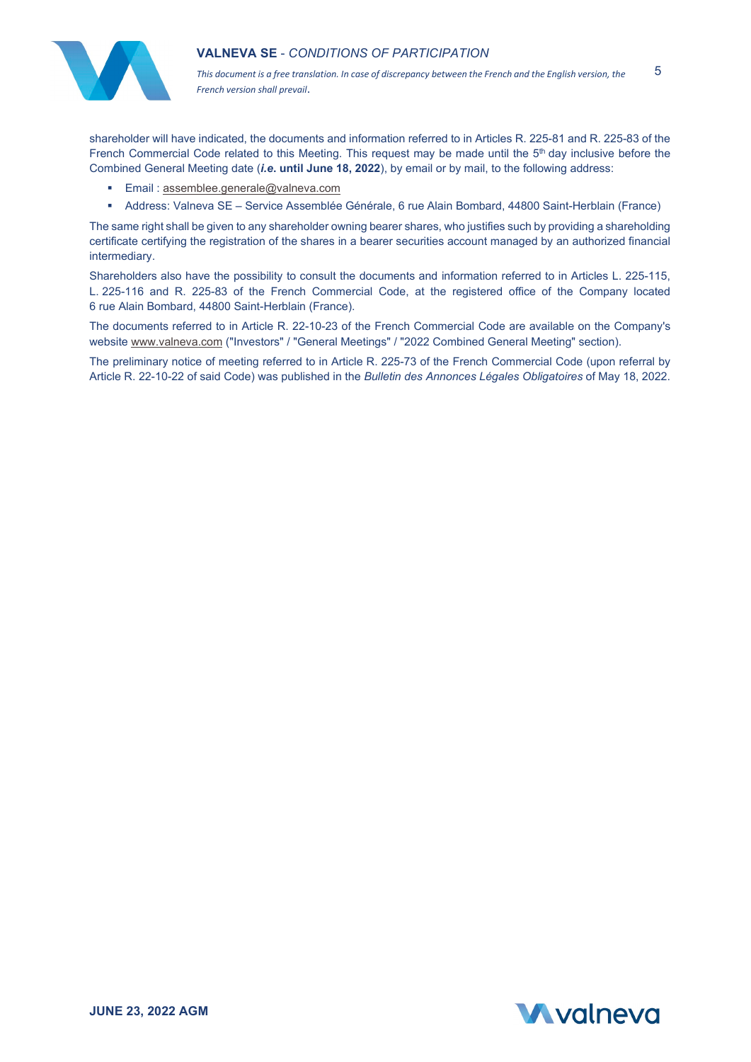shareholder will have indicated, the documents and information referred to in Articles R. 225-81 and R. 225-83 of the French Commercial Code related to this Meeting. This request may be made until the 5th day inclusive before the Combined General Meeting date (***i.e.* until June 18, 2022**), by email or by mail, to the following address:

- Email : assemblee.generale@valneva.com
- Address: Valneva SE – Service Assemblée Générale, 6 rue Alain Bombard, 44800 Saint-Herblain (France)

The same right shall be given to any shareholder owning bearer shares, who justifies such by providing a shareholding certificate certifying the registration of the shares in a bearer securities account managed by an authorized financial intermediary.

Shareholders also have the possibility to consult the documents and information referred to in Articles L. 225-115, L. 225-116 and R. 225-83 of the French Commercial Code, at the registered office of the Company located 6 rue Alain Bombard, 44800 Saint-Herblain (France).

The documents referred to in Article R. 22-10-23 of the French Commercial Code are available on the Company's website www.valneva.com ("Investors" / "General Meetings" / "2022 Combined General Meeting" section).

The preliminary notice of meeting referred to in Article R. 225-73 of the French Commercial Code (upon referral by Article R. 22-10-22 of said Code) was published in the *Bulletin des Annonces Légales Obligatoires* of May 18, 2022.